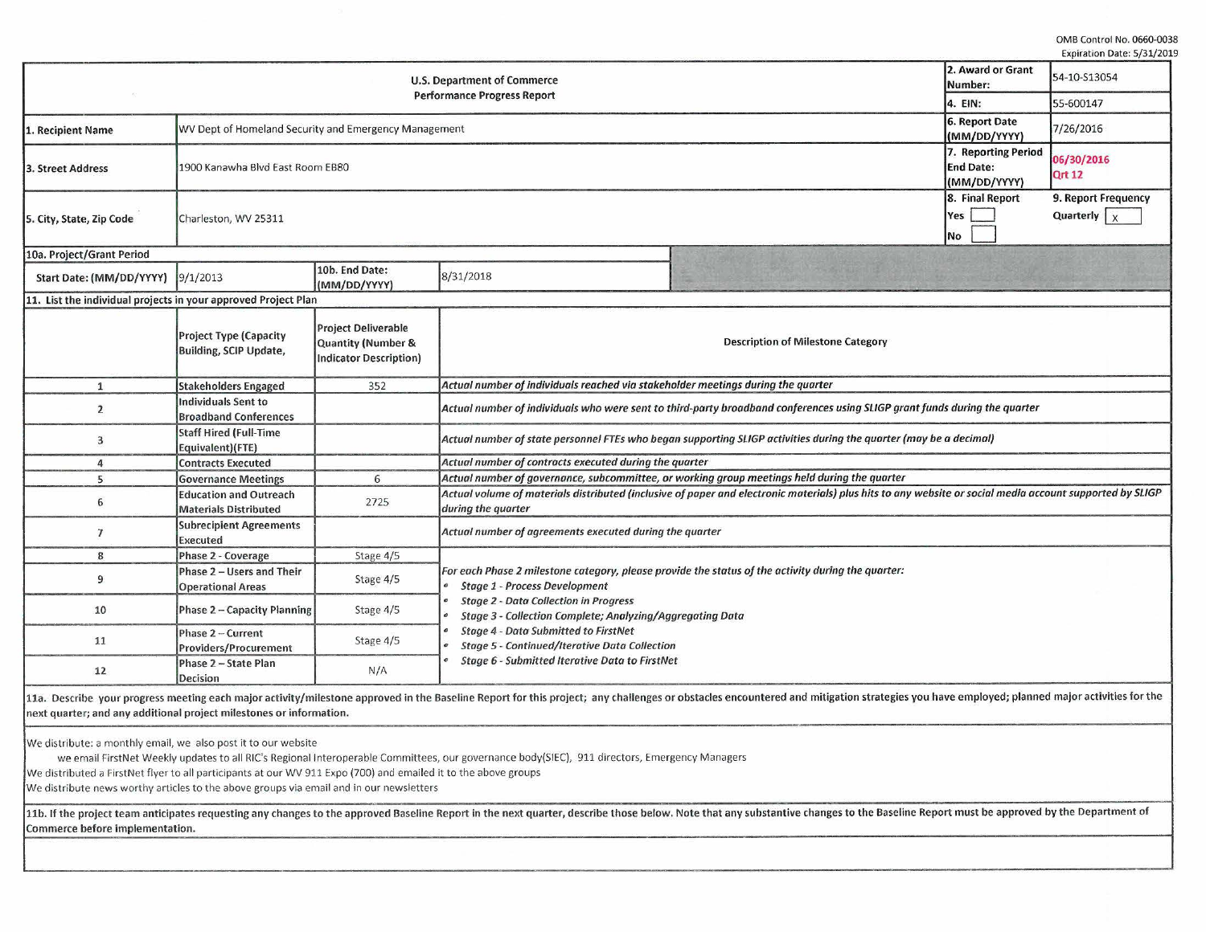OMB Control No. 0660-0038
Expiration Date: 5/31/2019

| U.S. Department of Commerce<br>Performance Progress Report | | 2. Award or Grant Number: | 54-10-S13054 |
|---|---|---|---|
| | | 4. EIN: | 55-600147 |
| 1. Recipient Name | WV Dept of Homeland Security and Emergency Management | 6. Report Date (MM/DD/YYYY) | 7/26/2016 |
| 3. Street Address | 1900 Kanawha Blvd East Room EB80 | 7. Reporting Period End Date: (MM/DD/YYYY) | 06/30/2016<br>Qrt 12 |
| 5. City, State, Zip Code | Charleston, WV 25311 | 8. Final Report<br>Yes ☐<br>No ☐ | 9. Report Frequency<br>Quarterly ☒ |

| 10a. Project/Grant Period | | | |
|---|---|---|---|
| Start Date: (MM/DD/YYYY) | 9/1/2013 | 10b. End Date: (MM/DD/YYYY) | 8/31/2018 |

**11. List the individual projects in your approved Project Plan**

| | Project Type (Capacity Building, SCIP Update, | Project Deliverable Quantity (Number & Indicator Description) | Description of Milestone Category |
|---|---|---|---|
| 1 | Stakeholders Engaged | 352 | *Actual number of individuals reached via stakeholder meetings during the quarter* |
| 2 | Individuals Sent to Broadband Conferences | | *Actual number of individuals who were sent to third-party broadband conferences using SLIGP grant funds during the quarter* |
| 3 | Staff Hired (Full-Time Equivalent)(FTE) | | *Actual number of state personnel FTEs who began supporting SLIGP activities during the quarter (may be a decimal)* |
| 4 | Contracts Executed | | *Actual number of contracts executed during the quarter* |
| 5 | Governance Meetings | 6 | *Actual number of governance, subcommittee, or working group meetings held during the quarter* |
| 6 | Education and Outreach Materials Distributed | 2725 | *Actual volume of materials distributed (inclusive of paper and electronic materials) plus hits to any website or social media account supported by SLIGP during the quarter* |
| 7 | Subrecipient Agreements Executed | | *Actual number of agreements executed during the quarter* |
| 8 | Phase 2 - Coverage | Stage 4/5 | *For each Phase 2 milestone category, please provide the status of the activity during the quarter:*<br>• *Stage 1 - Process Development*<br>• *Stage 2 - Data Collection in Progress*<br>• *Stage 3 - Collection Complete; Analyzing/Aggregating Data*<br>• *Stage 4 - Data Submitted to FirstNet*<br>• *Stage 5 - Continued/Iterative Data Collection*<br>• *Stage 6 - Submitted Iterative Data to FirstNet* |
| 9 | Phase 2 – Users and Their Operational Areas | Stage 4/5 | |
| 10 | Phase 2 – Capacity Planning | Stage 4/5 | |
| 11 | Phase 2 – Current Providers/Procurement | Stage 4/5 | |
| 12 | Phase 2 – State Plan Decision | N/A | |

**11a. Describe your progress meeting each major activity/milestone approved in the Baseline Report for this project; any challenges or obstacles encountered and mitigation strategies you have employed; planned major activities for the next quarter; and any additional project milestones or information.**

We distribute: a monthly email, we also post it to our website
we email FirstNet Weekly updates to all RIC's Regional Interoperable Committees, our governance body(SIEC), 911 directors, Emergency Managers
We distributed a FirstNet flyer to all participants at our WV 911 Expo (700) and emailed it to the above groups
We distribute news worthy articles to the above groups via email and in our newsletters

**11b. If the project team anticipates requesting any changes to the approved Baseline Report in the next quarter, describe those below. Note that any substantive changes to the Baseline Report must be approved by the Department of Commerce before implementation.**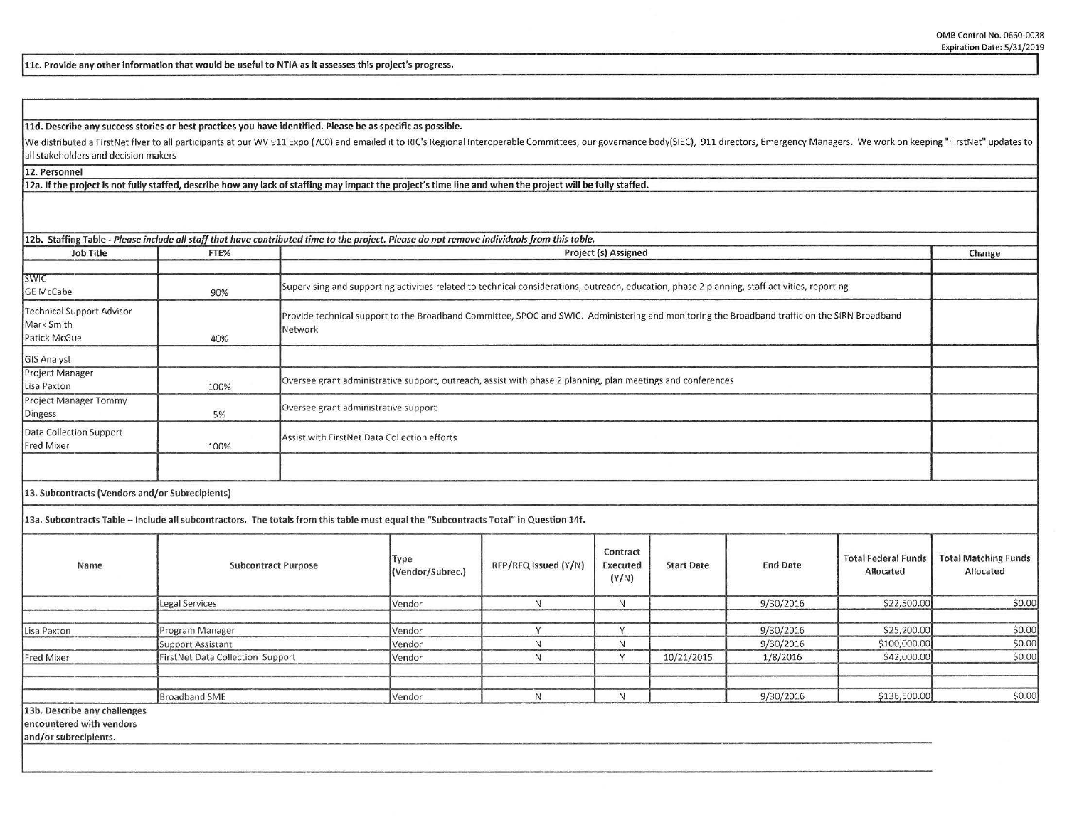**11c. Provide any other information that would be useful to NTIA as it assesses this project's progress.**

**11d. Describe any success stories or best practices you have identified. Please be as specific as possible.**

We distributed a FirstNet flyer to all participants at our WV 911 Expo (700) and emailed it to RIC's Regional Interoperable Committees, our governance body(SIEC), 911 directors, Emergency Managers. We work on keeping "FirstNet" updates to all stakeholders and decision makers

**12. Personnel**

**12a. If the project is not fully staffed, describe how any lack of staffing may impact the project's time line and when the project will be fully staffed.**

**12b. Staffing Table** - *Please include all staff that have contributed time to the project. Please do not remove individuals from this table.*

| Job Title | FTE% | Project (s) Assigned | Change |
|---|---|---|---|
| | | | |
| SWIC GE McCabe | 90% | Supervising and supporting activities related to technical considerations, outreach, education, phase 2 planning, staff activities, reporting | |
| Technical Support Advisor Mark Smith Patick McGue | 40% | Provide technical support to the Broadband Committee, SPOC and SWIC. Administering and monitoring the Broadband traffic on the SIRN Broadband Network | |
| GIS Analyst | | | |
| Project Manager Lisa Paxton | 100% | Oversee grant administrative support, outreach, assist with phase 2 planning, plan meetings and conferences | |
| Project Manager Tommy Dingess | 5% | Oversee grant administrative support | |
| Data Collection Support Fred Mixer | 100% | Assist with FirstNet Data Collection efforts | |
| | | | |

**13. Subcontracts (Vendors and/or Subrecipients)**

**13a. Subcontracts Table – Include all subcontractors. The totals from this table must equal the "Subcontracts Total" in Question 14f.**

| Name | Subcontract Purpose | Type (Vendor/Subrec.) | RFP/RFQ Issued (Y/N) | Contract Executed (Y/N) | Start Date | End Date | Total Federal Funds Allocated | Total Matching Funds Allocated |
|---|---|---|---|---|---|---|---|---|
| | Legal Services | Vendor | N | N | | 9/30/2016 | $22,500.00 | $0.00 |
| | | | | | | | | |
| Lisa Paxton | Program Manager | Vendor | Y | Y | | 9/30/2016 | $25,200.00 | $0.00 |
| | Support Assistant | Vendor | N | N | | 9/30/2016 | $100,000.00 | $0.00 |
| Fred Mixer | FirstNet Data Collection Support | Vendor | N | Y | 10/21/2015 | 1/8/2016 | $42,000.00 | $0.00 |
| | | | | | | | | |
| | | | | | | | | |
| | Broadband SME | Vendor | N | N | | 9/30/2016 | $136,500.00 | $0.00 |

**13b. Describe any challenges encountered with vendors and/or subrecipients.**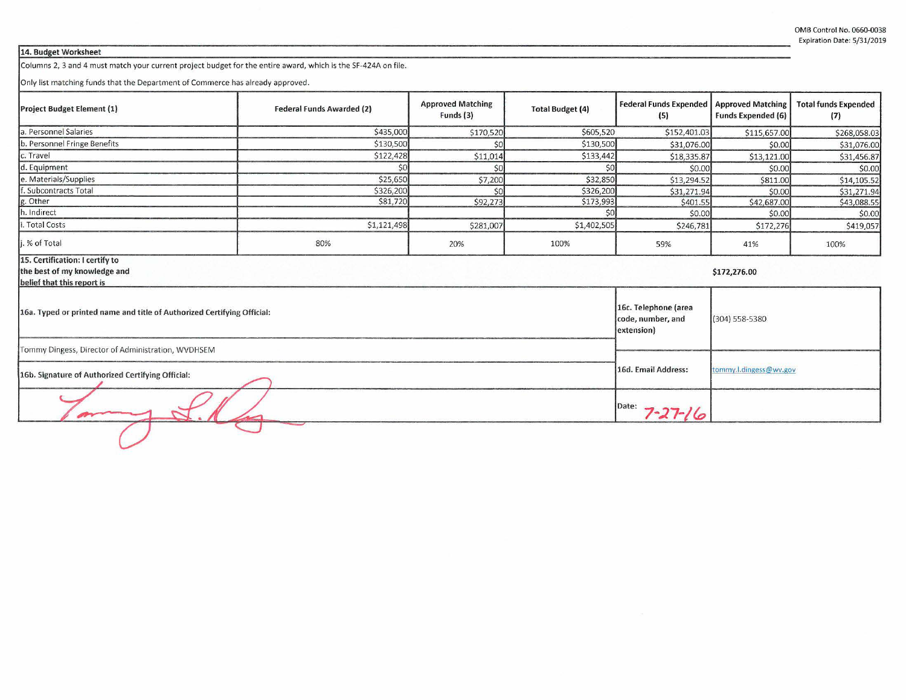OMB Control No. 0660-0038
Expiration Date: 5/31/2019

## 14. Budget Worksheet

Columns 2, 3 and 4 must match your current project budget for the entire award, which is the SF-424A on file.

Only list matching funds that the Department of Commerce has already approved.

| Project Budget Element (1) | Federal Funds Awarded (2) | Approved Matching Funds (3) | Total Budget (4) | Federal Funds Expended (5) | Approved Matching Funds Expended (6) | Total funds Expended (7) |
|---|---|---|---|---|---|---|
| a. Personnel Salaries | $435,000 | $170,520 | $605,520 | $152,401.03 | $115,657.00 | $268,058.03 |
| b. Personnel Fringe Benefits | $130,500 | $0 | $130,500 | $31,076.00 | $0.00 | $31,076.00 |
| c. Travel | $122,428 | $11,014 | $133,442 | $18,335.87 | $13,121.00 | $31,456.87 |
| d. Equipment | $0 | $0 | $0 | $0.00 | $0.00 | $0.00 |
| e. Materials/Supplies | $25,650 | $7,200 | $32,850 | $13,294.52 | $811.00 | $14,105.52 |
| f. Subcontracts Total | $326,200 | $0 | $326,200 | $31,271.94 | $0.00 | $31,271.94 |
| g. Other | $81,720 | $92,273 | $173,993 | $401.55 | $42,687.00 | $43,088.55 |
| h. Indirect | | | $0 | $0.00 | $0.00 | $0.00 |
| i. Total Costs | $1,121,498 | $281,007 | $1,402,505 | $246,781 | $172,276 | $419,057 |
| j. % of Total | 80% | 20% | 100% | 59% | 41% | 100% |

**15. Certification: I certify to the best of my knowledge and belief that this report is**

**$172,276.00**

| | | |
|---|---|---|
| **16a. Typed or printed name and title of Authorized Certifying Official:** | **16c. Telephone (area code, number, and extension)** | (304) 558-5380 |
| Tommy Dingess, Director of Administration, WVDHSEM | | |
| **16b. Signature of Authorized Certifying Official:** | **16d. Email Address:** | tommy.l.dingess@wv.gov |
| *(signature)* | Date: 7-27-16 | |